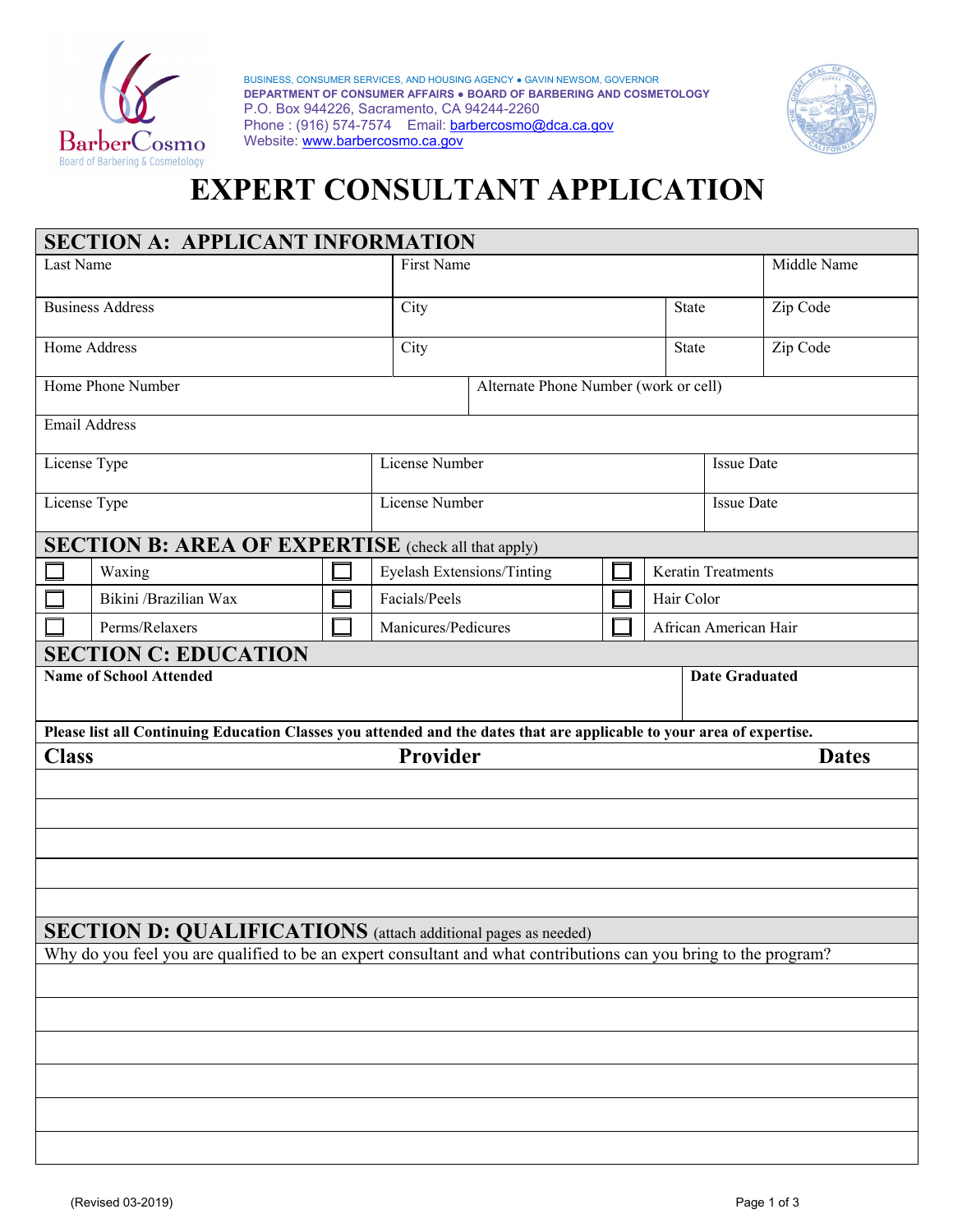BUSINESS, CONSUMER SERVICES, AND HOUSING AGENCY • GAVIN NEWSOM, GOVERNOR
**DEPARTMENT OF CONSUMER AFFAIRS • BOARD OF BARBERING AND COSMETOLOGY**
P.O. Box 944226, Sacramento, CA 94244-2260
Phone : (916) 574-7574 Email: barbercosmo@dca.ca.gov
Website: www.barbercosmo.ca.gov

# EXPERT CONSULTANT APPLICATION

## SECTION A: APPLICANT INFORMATION

| Last Name | First Name | | Middle Name |
|---|---|---|---|
| Business Address | City | State | Zip Code |
| Home Address | City | State | Zip Code |

| Home Phone Number | Alternate Phone Number (work or cell) |
|---|---|
| Email Address | |

| License Type | License Number | Issue Date |
|---|---|---|
| License Type | License Number | Issue Date |

## SECTION B: AREA OF EXPERTISE (check all that apply)

| | | | | | |
|---|---|---|---|---|---|
| ☐ | Waxing | ☐ | Eyelash Extensions/Tinting | ☐ | Keratin Treatments |
| ☐ | Bikini /Brazilian Wax | ☐ | Facials/Peels | ☐ | Hair Color |
| ☐ | Perms/Relaxers | ☐ | Manicures/Pedicures | ☐ | African American Hair |

## SECTION C: EDUCATION

| **Name of School Attended** | **Date Graduated** |
|---|---|
| | |

**Please list all Continuing Education Classes you attended and the dates that are applicable to your area of expertise.**

| Class | Provider | Dates |
|---|---|---|
| | | |
| | | |
| | | |
| | | |
| | | |

## SECTION D: QUALIFICATIONS (attach additional pages as needed)

Why do you feel you are qualified to be an expert consultant and what contributions can you bring to the program?

(Revised 03-2019)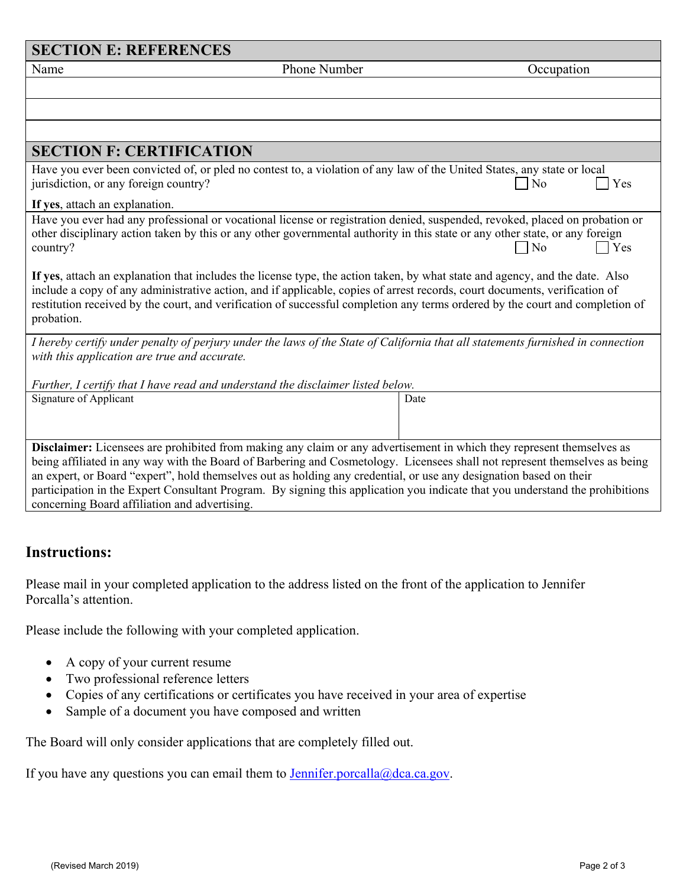## SECTION E: REFERENCES

| Name | Phone Number | Occupation |
| --- | --- | --- |
| | | |
| | | |
| | | |

## SECTION F: CERTIFICATION

Have you ever been convicted of, or pled no contest to, a violation of any law of the United States, any state or local jurisdiction, or any foreign country? ☐ No ☐ Yes

**If yes**, attach an explanation.

Have you ever had any professional or vocational license or registration denied, suspended, revoked, placed on probation or other disciplinary action taken by this or any other governmental authority in this state or any other state, or any foreign country? ☐ No ☐ Yes

**If yes**, attach an explanation that includes the license type, the action taken, by what state and agency, and the date. Also include a copy of any administrative action, and if applicable, copies of arrest records, court documents, verification of restitution received by the court, and verification of successful completion any terms ordered by the court and completion of probation.

*I hereby certify under penalty of perjury under the laws of the State of California that all statements furnished in connection with this application are true and accurate.*

*Further, I certify that I have read and understand the disclaimer listed below.*

| Signature of Applicant | Date |
| --- | --- |
| | |

**Disclaimer:** Licensees are prohibited from making any claim or any advertisement in which they represent themselves as being affiliated in any way with the Board of Barbering and Cosmetology. Licensees shall not represent themselves as being an expert, or Board "expert", hold themselves out as holding any credential, or use any designation based on their participation in the Expert Consultant Program. By signing this application you indicate that you understand the prohibitions concerning Board affiliation and advertising.

## Instructions:

Please mail in your completed application to the address listed on the front of the application to Jennifer Porcalla's attention.

Please include the following with your completed application.

- A copy of your current resume
- Two professional reference letters
- Copies of any certifications or certificates you have received in your area of expertise
- Sample of a document you have composed and written

The Board will only consider applications that are completely filled out.

If you have any questions you can email them to Jennifer.porcalla@dca.ca.gov.

(Revised March 2019)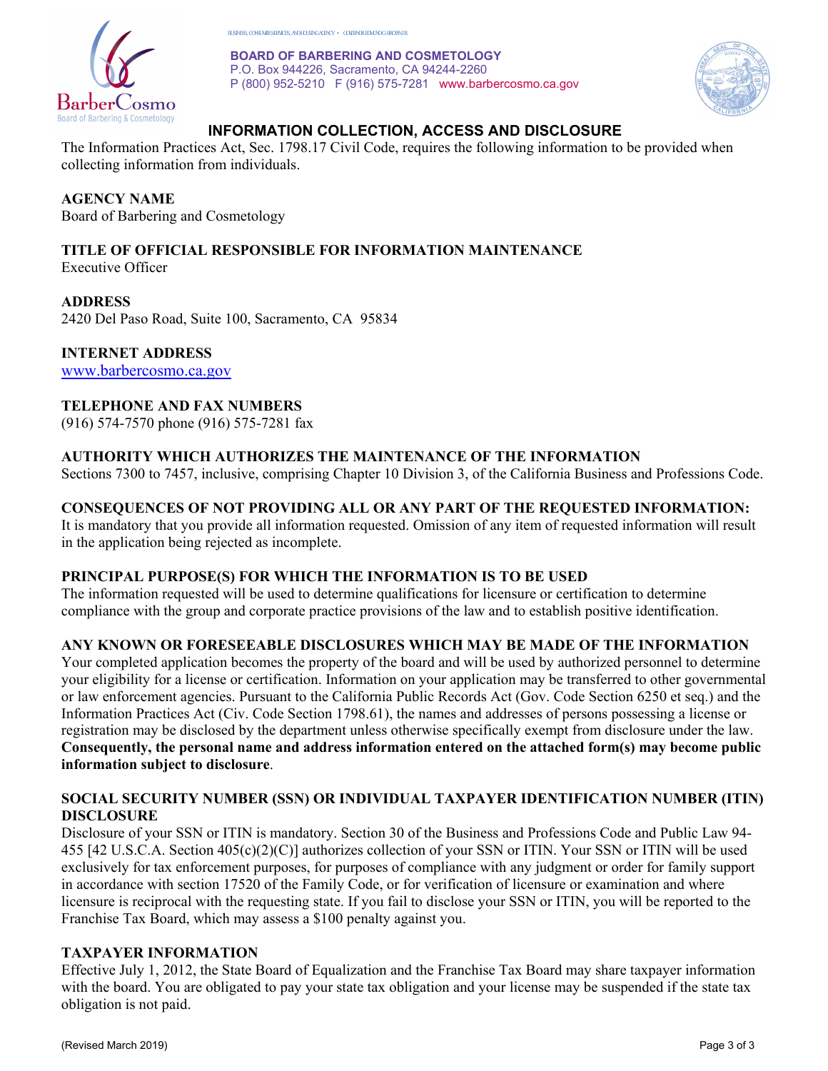BUSINESS, CONSUMER SERVICES, AND HOUSING AGENCY • GOVERNOR EDMUND G. BROWN JR.

**BOARD OF BARBERING AND COSMETOLOGY**
P.O. Box 944226, Sacramento, CA 94244-2260
P (800) 952-5210 F (916) 575-7281 www.barbercosmo.ca.gov

# INFORMATION COLLECTION, ACCESS AND DISCLOSURE

The Information Practices Act, Sec. 1798.17 Civil Code, requires the following information to be provided when collecting information from individuals.

**AGENCY NAME**
Board of Barbering and Cosmetology

**TITLE OF OFFICIAL RESPONSIBLE FOR INFORMATION MAINTENANCE**
Executive Officer

**ADDRESS**
2420 Del Paso Road, Suite 100, Sacramento, CA 95834

**INTERNET ADDRESS**
www.barbercosmo.ca.gov

**TELEPHONE AND FAX NUMBERS**
(916) 574-7570 phone (916) 575-7281 fax

**AUTHORITY WHICH AUTHORIZES THE MAINTENANCE OF THE INFORMATION**
Sections 7300 to 7457, inclusive, comprising Chapter 10 Division 3, of the California Business and Professions Code.

**CONSEQUENCES OF NOT PROVIDING ALL OR ANY PART OF THE REQUESTED INFORMATION:**
It is mandatory that you provide all information requested. Omission of any item of requested information will result in the application being rejected as incomplete.

**PRINCIPAL PURPOSE(S) FOR WHICH THE INFORMATION IS TO BE USED**
The information requested will be used to determine qualifications for licensure or certification to determine compliance with the group and corporate practice provisions of the law and to establish positive identification.

**ANY KNOWN OR FORESEEABLE DISCLOSURES WHICH MAY BE MADE OF THE INFORMATION**
Your completed application becomes the property of the board and will be used by authorized personnel to determine your eligibility for a license or certification. Information on your application may be transferred to other governmental or law enforcement agencies. Pursuant to the California Public Records Act (Gov. Code Section 6250 et seq.) and the Information Practices Act (Civ. Code Section 1798.61), the names and addresses of persons possessing a license or registration may be disclosed by the department unless otherwise specifically exempt from disclosure under the law. **Consequently, the personal name and address information entered on the attached form(s) may become public information subject to disclosure**.

**SOCIAL SECURITY NUMBER (SSN) OR INDIVIDUAL TAXPAYER IDENTIFICATION NUMBER (ITIN) DISCLOSURE**
Disclosure of your SSN or ITIN is mandatory. Section 30 of the Business and Professions Code and Public Law 94-455 [42 U.S.C.A. Section 405(c)(2)(C)] authorizes collection of your SSN or ITIN. Your SSN or ITIN will be used exclusively for tax enforcement purposes, for purposes of compliance with any judgment or order for family support in accordance with section 17520 of the Family Code, or for verification of licensure or examination and where licensure is reciprocal with the requesting state. If you fail to disclose your SSN or ITIN, you will be reported to the Franchise Tax Board, which may assess a $100 penalty against you.

**TAXPAYER INFORMATION**
Effective July 1, 2012, the State Board of Equalization and the Franchise Tax Board may share taxpayer information with the board. You are obligated to pay your state tax obligation and your license may be suspended if the state tax obligation is not paid.

(Revised March 2019)